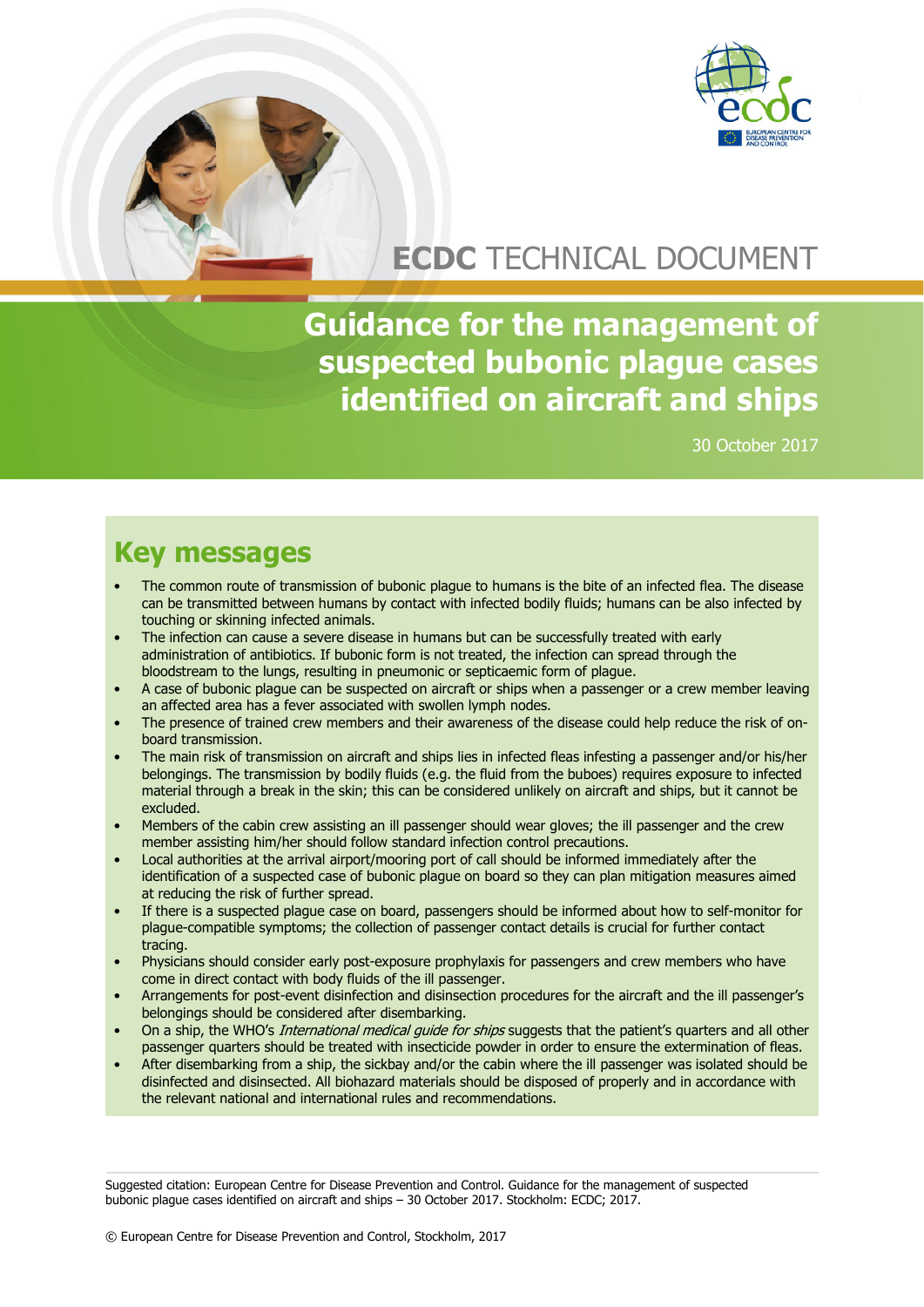ECDC TECHNICAL DOCUMENT

# Guidance for the management of suspected bubonic plague cases identified on aircraft and ships

30 October 2017

## Key messages

- The common route of transmission of bubonic plague to humans is the bite of an infected flea. The disease can be transmitted between humans by contact with infected bodily fluids; humans can be also infected by touching or skinning infected animals.
- The infection can cause a severe disease in humans but can be successfully treated with early administration of antibiotics. If bubonic form is not treated, the infection can spread through the bloodstream to the lungs, resulting in pneumonic or septicaemic form of plague.
- A case of bubonic plague can be suspected on aircraft or ships when a passenger or a crew member leaving an affected area has a fever associated with swollen lymph nodes.
- The presence of trained crew members and their awareness of the disease could help reduce the risk of on-board transmission.
- The main risk of transmission on aircraft and ships lies in infected fleas infesting a passenger and/or his/her belongings. The transmission by bodily fluids (e.g. the fluid from the buboes) requires exposure to infected material through a break in the skin; this can be considered unlikely on aircraft and ships, but it cannot be excluded.
- Members of the cabin crew assisting an ill passenger should wear gloves; the ill passenger and the crew member assisting him/her should follow standard infection control precautions.
- Local authorities at the arrival airport/mooring port of call should be informed immediately after the identification of a suspected case of bubonic plague on board so they can plan mitigation measures aimed at reducing the risk of further spread.
- If there is a suspected plague case on board, passengers should be informed about how to self-monitor for plague-compatible symptoms; the collection of passenger contact details is crucial for further contact tracing.
- Physicians should consider early post-exposure prophylaxis for passengers and crew members who have come in direct contact with body fluids of the ill passenger.
- Arrangements for post-event disinfection and disinsection procedures for the aircraft and the ill passenger's belongings should be considered after disembarking.
- On a ship, the WHO's *International medical guide for ships* suggests that the patient's quarters and all other passenger quarters should be treated with insecticide powder in order to ensure the extermination of fleas.
- After disembarking from a ship, the sickbay and/or the cabin where the ill passenger was isolated should be disinfected and disinsected. All biohazard materials should be disposed of properly and in accordance with the relevant national and international rules and recommendations.

Suggested citation: European Centre for Disease Prevention and Control. Guidance for the management of suspected bubonic plague cases identified on aircraft and ships – 30 October 2017. Stockholm: ECDC; 2017.

© European Centre for Disease Prevention and Control, Stockholm, 2017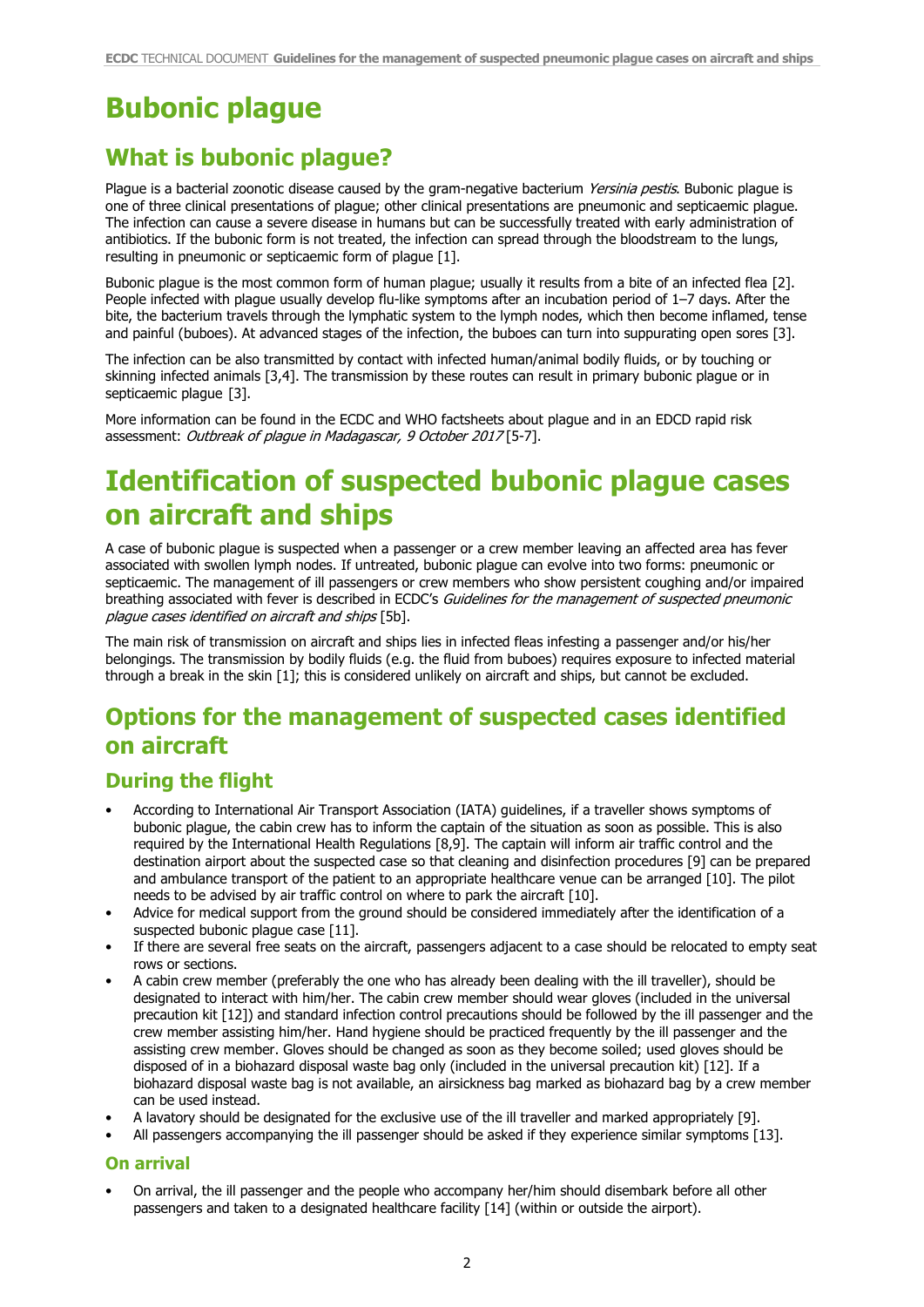# Bubonic plague

## What is bubonic plague?

Plague is a bacterial zoonotic disease caused by the gram-negative bacterium *Yersinia pestis*. Bubonic plague is one of three clinical presentations of plague; other clinical presentations are pneumonic and septicaemic plague. The infection can cause a severe disease in humans but can be successfully treated with early administration of antibiotics. If the bubonic form is not treated, the infection can spread through the bloodstream to the lungs, resulting in pneumonic or septicaemic form of plague [1].

Bubonic plague is the most common form of human plague; usually it results from a bite of an infected flea [2]. People infected with plague usually develop flu-like symptoms after an incubation period of 1–7 days. After the bite, the bacterium travels through the lymphatic system to the lymph nodes, which then become inflamed, tense and painful (buboes). At advanced stages of the infection, the buboes can turn into suppurating open sores [3].

The infection can be also transmitted by contact with infected human/animal bodily fluids, or by touching or skinning infected animals [3,4]. The transmission by these routes can result in primary bubonic plague or in septicaemic plague [3].

More information can be found in the ECDC and WHO factsheets about plague and in an EDCD rapid risk assessment: *Outbreak of plague in Madagascar, 9 October 2017* [5-7].

# Identification of suspected bubonic plague cases on aircraft and ships

A case of bubonic plague is suspected when a passenger or a crew member leaving an affected area has fever associated with swollen lymph nodes. If untreated, bubonic plague can evolve into two forms: pneumonic or septicaemic. The management of ill passengers or crew members who show persistent coughing and/or impaired breathing associated with fever is described in ECDC's *Guidelines for the management of suspected pneumonic plague cases identified on aircraft and ships* [5b].

The main risk of transmission on aircraft and ships lies in infected fleas infesting a passenger and/or his/her belongings. The transmission by bodily fluids (e.g. the fluid from buboes) requires exposure to infected material through a break in the skin [1]; this is considered unlikely on aircraft and ships, but cannot be excluded.

## Options for the management of suspected cases identified on aircraft

### During the flight

- According to International Air Transport Association (IATA) guidelines, if a traveller shows symptoms of bubonic plague, the cabin crew has to inform the captain of the situation as soon as possible. This is also required by the International Health Regulations [8,9]. The captain will inform air traffic control and the destination airport about the suspected case so that cleaning and disinfection procedures [9] can be prepared and ambulance transport of the patient to an appropriate healthcare venue can be arranged [10]. The pilot needs to be advised by air traffic control on where to park the aircraft [10].
- Advice for medical support from the ground should be considered immediately after the identification of a suspected bubonic plague case [11].
- If there are several free seats on the aircraft, passengers adjacent to a case should be relocated to empty seat rows or sections.
- A cabin crew member (preferably the one who has already been dealing with the ill traveller), should be designated to interact with him/her. The cabin crew member should wear gloves (included in the universal precaution kit [12]) and standard infection control precautions should be followed by the ill passenger and the crew member assisting him/her. Hand hygiene should be practiced frequently by the ill passenger and the assisting crew member. Gloves should be changed as soon as they become soiled; used gloves should be disposed of in a biohazard disposal waste bag only (included in the universal precaution kit) [12]. If a biohazard disposal waste bag is not available, an airsickness bag marked as biohazard bag by a crew member can be used instead.
- A lavatory should be designated for the exclusive use of the ill traveller and marked appropriately [9].
- All passengers accompanying the ill passenger should be asked if they experience similar symptoms [13].

### On arrival

- On arrival, the ill passenger and the people who accompany her/him should disembark before all other passengers and taken to a designated healthcare facility [14] (within or outside the airport).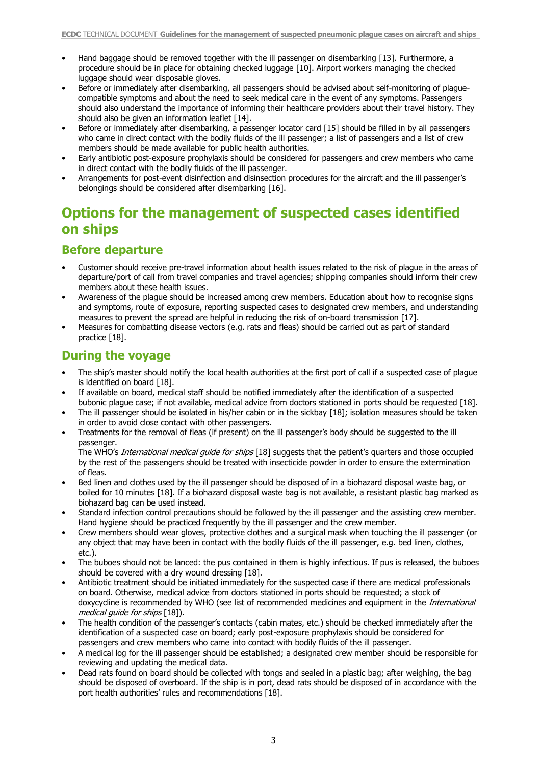- Hand baggage should be removed together with the ill passenger on disembarking [13]. Furthermore, a procedure should be in place for obtaining checked luggage [10]. Airport workers managing the checked luggage should wear disposable gloves.
- Before or immediately after disembarking, all passengers should be advised about self-monitoring of plague-compatible symptoms and about the need to seek medical care in the event of any symptoms. Passengers should also understand the importance of informing their healthcare providers about their travel history. They should also be given an information leaflet [14].
- Before or immediately after disembarking, a passenger locator card [15] should be filled in by all passengers who came in direct contact with the bodily fluids of the ill passenger; a list of passengers and a list of crew members should be made available for public health authorities.
- Early antibiotic post-exposure prophylaxis should be considered for passengers and crew members who came in direct contact with the bodily fluids of the ill passenger.
- Arrangements for post-event disinfection and disinsection procedures for the aircraft and the ill passenger's belongings should be considered after disembarking [16].

# Options for the management of suspected cases identified on ships

## Before departure

- Customer should receive pre-travel information about health issues related to the risk of plague in the areas of departure/port of call from travel companies and travel agencies; shipping companies should inform their crew members about these health issues.
- Awareness of the plague should be increased among crew members. Education about how to recognise signs and symptoms, route of exposure, reporting suspected cases to designated crew members, and understanding measures to prevent the spread are helpful in reducing the risk of on-board transmission [17].
- Measures for combatting disease vectors (e.g. rats and fleas) should be carried out as part of standard practice [18].

## During the voyage

- The ship's master should notify the local health authorities at the first port of call if a suspected case of plague is identified on board [18].
- If available on board, medical staff should be notified immediately after the identification of a suspected bubonic plague case; if not available, medical advice from doctors stationed in ports should be requested [18].
- The ill passenger should be isolated in his/her cabin or in the sickbay [18]; isolation measures should be taken in order to avoid close contact with other passengers.
- Treatments for the removal of fleas (if present) on the ill passenger's body should be suggested to the ill passenger.
  The WHO's *International medical guide for ships* [18] suggests that the patient's quarters and those occupied by the rest of the passengers should be treated with insecticide powder in order to ensure the extermination of fleas.
- Bed linen and clothes used by the ill passenger should be disposed of in a biohazard disposal waste bag, or boiled for 10 minutes [18]. If a biohazard disposal waste bag is not available, a resistant plastic bag marked as biohazard bag can be used instead.
- Standard infection control precautions should be followed by the ill passenger and the assisting crew member. Hand hygiene should be practiced frequently by the ill passenger and the crew member.
- Crew members should wear gloves, protective clothes and a surgical mask when touching the ill passenger (or any object that may have been in contact with the bodily fluids of the ill passenger, e.g. bed linen, clothes, etc.).
- The buboes should not be lanced: the pus contained in them is highly infectious. If pus is released, the buboes should be covered with a dry wound dressing [18].
- Antibiotic treatment should be initiated immediately for the suspected case if there are medical professionals on board. Otherwise, medical advice from doctors stationed in ports should be requested; a stock of doxycycline is recommended by WHO (see list of recommended medicines and equipment in the *International medical guide for ships* [18]).
- The health condition of the passenger's contacts (cabin mates, etc.) should be checked immediately after the identification of a suspected case on board; early post-exposure prophylaxis should be considered for passengers and crew members who came into contact with bodily fluids of the ill passenger.
- A medical log for the ill passenger should be established; a designated crew member should be responsible for reviewing and updating the medical data.
- Dead rats found on board should be collected with tongs and sealed in a plastic bag; after weighing, the bag should be disposed of overboard. If the ship is in port, dead rats should be disposed of in accordance with the port health authorities' rules and recommendations [18].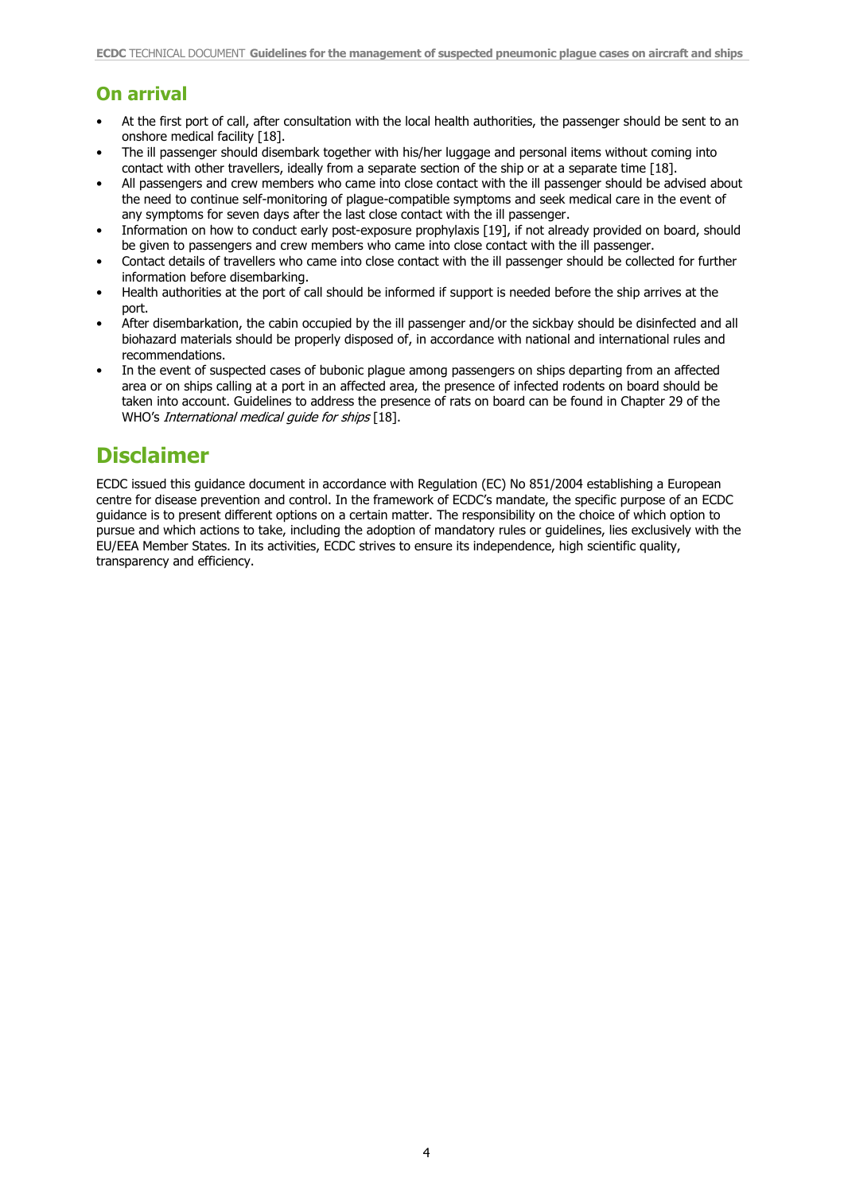## On arrival

- At the first port of call, after consultation with the local health authorities, the passenger should be sent to an onshore medical facility [18].
- The ill passenger should disembark together with his/her luggage and personal items without coming into contact with other travellers, ideally from a separate section of the ship or at a separate time [18].
- All passengers and crew members who came into close contact with the ill passenger should be advised about the need to continue self-monitoring of plague-compatible symptoms and seek medical care in the event of any symptoms for seven days after the last close contact with the ill passenger.
- Information on how to conduct early post-exposure prophylaxis [19], if not already provided on board, should be given to passengers and crew members who came into close contact with the ill passenger.
- Contact details of travellers who came into close contact with the ill passenger should be collected for further information before disembarking.
- Health authorities at the port of call should be informed if support is needed before the ship arrives at the port.
- After disembarkation, the cabin occupied by the ill passenger and/or the sickbay should be disinfected and all biohazard materials should be properly disposed of, in accordance with national and international rules and recommendations.
- In the event of suspected cases of bubonic plague among passengers on ships departing from an affected area or on ships calling at a port in an affected area, the presence of infected rodents on board should be taken into account. Guidelines to address the presence of rats on board can be found in Chapter 29 of the WHO's *International medical guide for ships* [18].

# Disclaimer

ECDC issued this guidance document in accordance with Regulation (EC) No 851/2004 establishing a European centre for disease prevention and control. In the framework of ECDC's mandate, the specific purpose of an ECDC guidance is to present different options on a certain matter. The responsibility on the choice of which option to pursue and which actions to take, including the adoption of mandatory rules or guidelines, lies exclusively with the EU/EEA Member States. In its activities, ECDC strives to ensure its independence, high scientific quality, transparency and efficiency.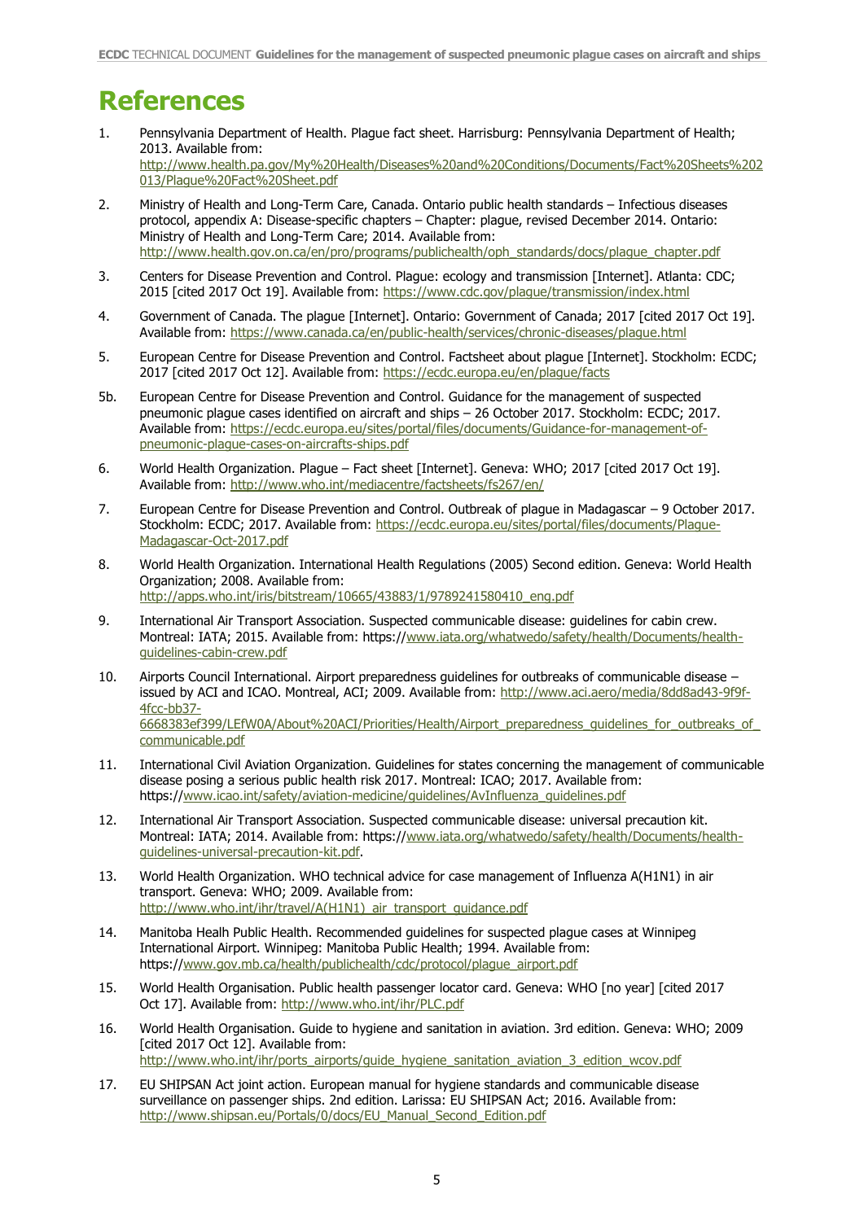# References

1. Pennsylvania Department of Health. Plague fact sheet. Harrisburg: Pennsylvania Department of Health; 2013. Available from: http://www.health.pa.gov/My%20Health/Diseases%20and%20Conditions/Documents/Fact%20Sheets%202013/Plague%20Fact%20Sheet.pdf

2. Ministry of Health and Long-Term Care, Canada. Ontario public health standards – Infectious diseases protocol, appendix A: Disease-specific chapters – Chapter: plague, revised December 2014. Ontario: Ministry of Health and Long-Term Care; 2014. Available from: http://www.health.gov.on.ca/en/pro/programs/publichealth/oph_standards/docs/plague_chapter.pdf

3. Centers for Disease Prevention and Control. Plague: ecology and transmission [Internet]. Atlanta: CDC; 2015 [cited 2017 Oct 19]. Available from: https://www.cdc.gov/plague/transmission/index.html

4. Government of Canada. The plague [Internet]. Ontario: Government of Canada; 2017 [cited 2017 Oct 19]. Available from: https://www.canada.ca/en/public-health/services/chronic-diseases/plague.html

5. European Centre for Disease Prevention and Control. Factsheet about plague [Internet]. Stockholm: ECDC; 2017 [cited 2017 Oct 12]. Available from: https://ecdc.europa.eu/en/plague/facts

5b. European Centre for Disease Prevention and Control. Guidance for the management of suspected pneumonic plague cases identified on aircraft and ships – 26 October 2017. Stockholm: ECDC; 2017. Available from: https://ecdc.europa.eu/sites/portal/files/documents/Guidance-for-management-of-pneumonic-plague-cases-on-aircrafts-ships.pdf

6. World Health Organization. Plague – Fact sheet [Internet]. Geneva: WHO; 2017 [cited 2017 Oct 19]. Available from: http://www.who.int/mediacentre/factsheets/fs267/en/

7. European Centre for Disease Prevention and Control. Outbreak of plague in Madagascar – 9 October 2017. Stockholm: ECDC; 2017. Available from: https://ecdc.europa.eu/sites/portal/files/documents/Plague-Madagascar-Oct-2017.pdf

8. World Health Organization. International Health Regulations (2005) Second edition. Geneva: World Health Organization; 2008. Available from: http://apps.who.int/iris/bitstream/10665/43883/1/9789241580410_eng.pdf

9. International Air Transport Association. Suspected communicable disease: guidelines for cabin crew. Montreal: IATA; 2015. Available from: https://www.iata.org/whatwedo/safety/health/Documents/health-guidelines-cabin-crew.pdf

10. Airports Council International. Airport preparedness guidelines for outbreaks of communicable disease – issued by ACI and ICAO. Montreal, ACI; 2009. Available from: http://www.aci.aero/media/8dd8ad43-9f9f-4fcc-bb37-6668383ef399/LEfW0A/About%20ACI/Priorities/Health/Airport_preparedness_guidelines_for_outbreaks_of_communicable.pdf

11. International Civil Aviation Organization. Guidelines for states concerning the management of communicable disease posing a serious public health risk 2017. Montreal: ICAO; 2017. Available from: https://www.icao.int/safety/aviation-medicine/guidelines/AvInfluenza_guidelines.pdf

12. International Air Transport Association. Suspected communicable disease: universal precaution kit. Montreal: IATA; 2014. Available from: https://www.iata.org/whatwedo/safety/health/Documents/health-guidelines-universal-precaution-kit.pdf.

13. World Health Organization. WHO technical advice for case management of Influenza A(H1N1) in air transport. Geneva: WHO; 2009. Available from: http://www.who.int/ihr/travel/A(H1N1)_air_transport_guidance.pdf

14. Manitoba Heaalh Public Health. Recommended guidelines for suspected plague cases at Winnipeg International Airport. Winnipeg: Manitoba Public Health; 1994. Available from: https://www.gov.mb.ca/health/publichealth/cdc/protocol/plague_airport.pdf

15. World Health Organisation. Public health passenger locator card. Geneva: WHO [no year] [cited 2017 Oct 17]. Available from: http://www.who.int/ihr/PLC.pdf

16. World Health Organisation. Guide to hygiene and sanitation in aviation. 3rd edition. Geneva: WHO; 2009 [cited 2017 Oct 12]. Available from: http://www.who.int/ihr/ports_airports/guide_hygiene_sanitation_aviation_3_edition_wcov.pdf

17. EU SHIPSAN Act joint action. European manual for hygiene standards and communicable disease surveillance on passenger ships. 2nd edition. Larissa: EU SHIPSAN Act; 2016. Available from: http://www.shipsan.eu/Portals/0/docs/EU_Manual_Second_Edition.pdf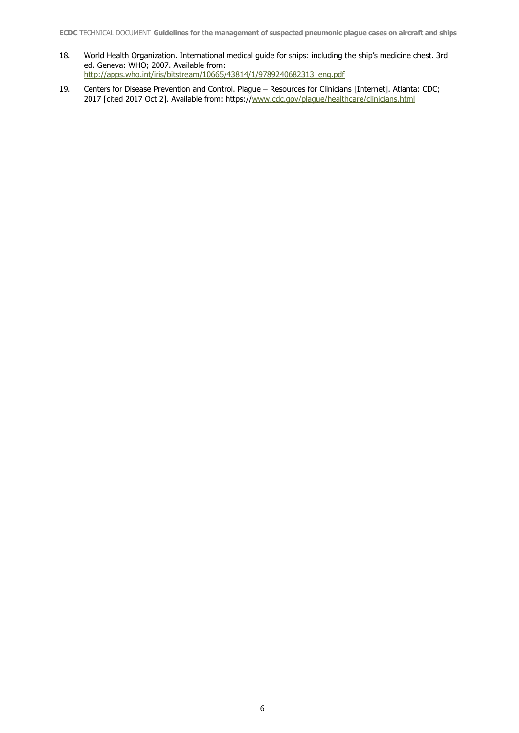18. World Health Organization. International medical guide for ships: including the ship's medicine chest. 3rd ed. Geneva: WHO; 2007. Available from: http://apps.who.int/iris/bitstream/10665/43814/1/9789240682313_eng.pdf

19. Centers for Disease Prevention and Control. Plague – Resources for Clinicians [Internet]. Atlanta: CDC; 2017 [cited 2017 Oct 2]. Available from: https://www.cdc.gov/plague/healthcare/clinicians.html